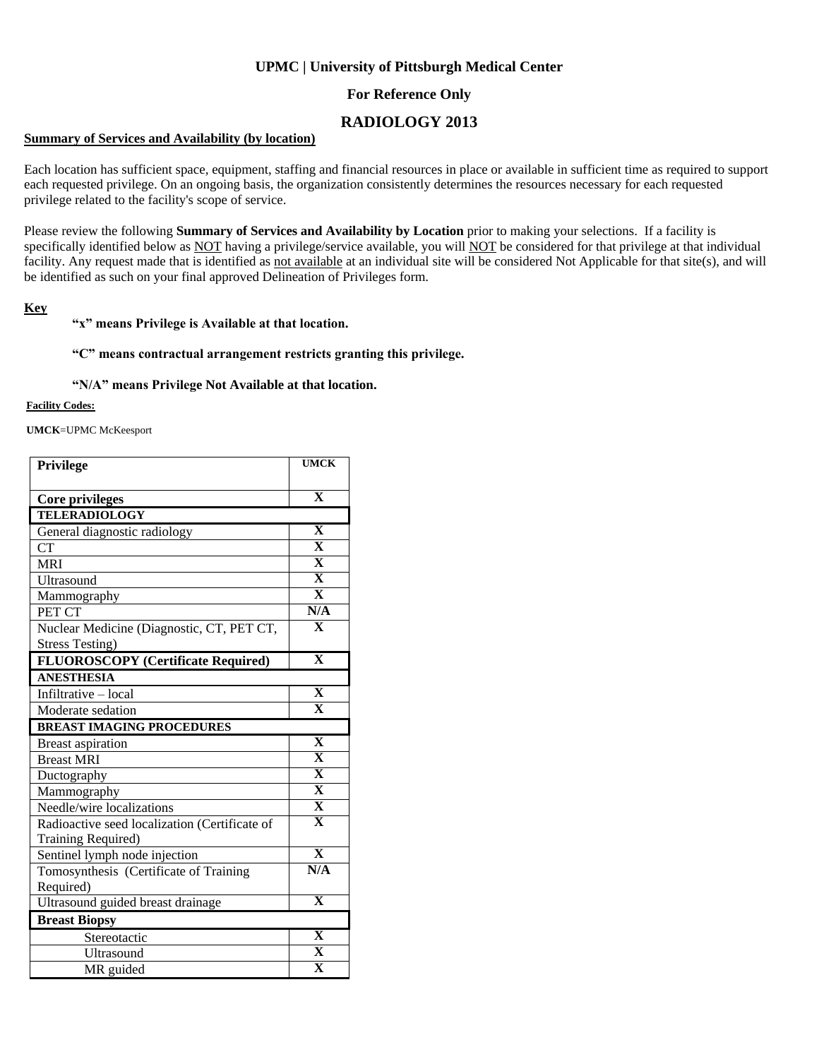**UPMC | University of Pittsburgh Medical Center**

**For Reference Only**

# RADIOLOGY 2013

**Summary of Services and Availability (by location)**

Each location has sufficient space, equipment, staffing and financial resources in place or available in sufficient time as required to support each requested privilege. On an ongoing basis, the organization consistently determines the resources necessary for each requested privilege related to the facility's scope of service.

Please review the following **Summary of Services and Availability by Location** prior to making your selections. If a facility is specifically identified below as NOT having a privilege/service available, you will NOT be considered for that privilege at that individual facility. Any request made that is identified as not available at an individual site will be considered Not Applicable for that site(s), and will be identified as such on your final approved Delineation of Privileges form.

**Key**

**"x" means Privilege is Available at that location.**

**"C" means contractual arrangement restricts granting this privilege.**

**"N/A" means Privilege Not Available at that location.**

**Facility Codes:**

**UMCK**=UPMC McKeesport

| Privilege | UMCK |
|---|---|
| **Core privileges** | **X** |
| **TELERADIOLOGY** | |
| General diagnostic radiology | **X** |
| CT | **X** |
| MRI | **X** |
| Ultrasound | **X** |
| Mammography | **X** |
| PET CT | **N/A** |
| Nuclear Medicine (Diagnostic, CT, PET CT, Stress Testing) | **X** |
| **FLUOROSCOPY (Certificate Required)** | **X** |
| **ANESTHESIA** | |
| Infiltrative – local | **X** |
| Moderate sedation | **X** |
| **BREAST IMAGING PROCEDURES** | |
| Breast aspiration | **X** |
| Breast MRI | **X** |
| Ductography | **X** |
| Mammography | **X** |
| Needle/wire localizations | **X** |
| Radioactive seed localization (Certificate of Training Required) | **X** |
| Sentinel lymph node injection | **X** |
| Tomosynthesis (Certificate of Training Required) | **N/A** |
| Ultrasound guided breast drainage | **X** |
| **Breast Biopsy** | |
| Stereotactic | **X** |
| Ultrasound | **X** |
| MR guided | **X** |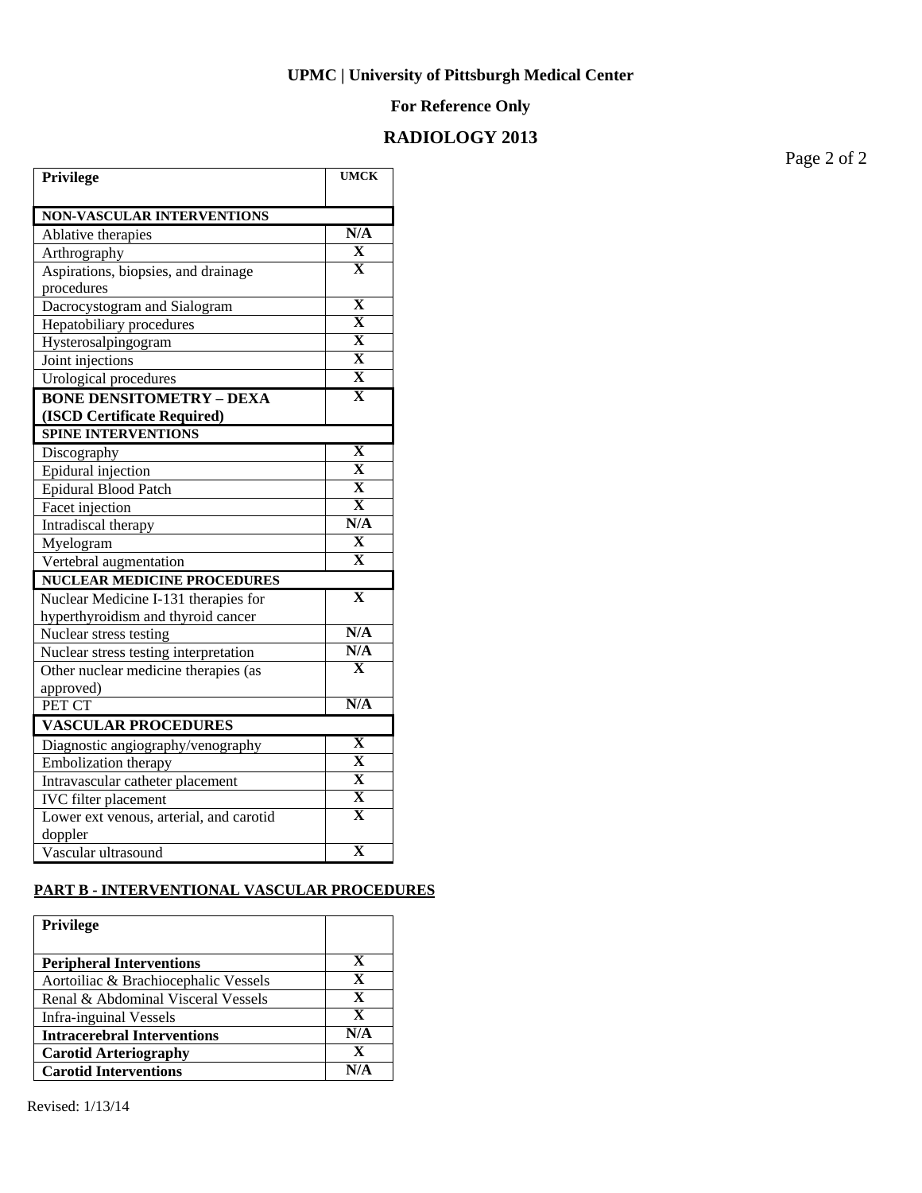**UPMC | University of Pittsburgh Medical Center**

**For Reference Only**

# RADIOLOGY 2013

| Privilege | UMCK |
|---|---|
| **NON-VASCULAR INTERVENTIONS** | |
| Ablative therapies | N/A |
| Arthrography | X |
| Aspirations, biopsies, and drainage procedures | X |
| Dacrocystogram and Sialogram | X |
| Hepatobiliary procedures | X |
| Hysterosalpingogram | X |
| Joint injections | X |
| Urological procedures | X |
| **BONE DENSITOMETRY – DEXA (ISCD Certificate Required)** | X |
| **SPINE INTERVENTIONS** | |
| Discography | X |
| Epidural injection | X |
| Epidural Blood Patch | X |
| Facet injection | X |
| Intradiscal therapy | N/A |
| Myelogram | X |
| Vertebral augmentation | X |
| **NUCLEAR MEDICINE PROCEDURES** | |
| Nuclear Medicine I-131 therapies for hyperthyroidism and thyroid cancer | X |
| Nuclear stress testing | N/A |
| Nuclear stress testing interpretation | N/A |
| Other nuclear medicine therapies (as approved) | X |
| PET CT | N/A |
| **VASCULAR PROCEDURES** | |
| Diagnostic angiography/venography | X |
| Embolization therapy | X |
| Intravascular catheter placement | X |
| IVC filter placement | X |
| Lower ext venous, arterial, and carotid doppler | X |
| Vascular ultrasound | X |

**PART B - INTERVENTIONAL VASCULAR PROCEDURES**

| Privilege | |
|---|---|
| **Peripheral Interventions** | X |
| Aortoiliac & Brachiocephalic Vessels | X |
| Renal & Abdominal Visceral Vessels | X |
| Infra-inguinal Vessels | X |
| **Intracerebral Interventions** | N/A |
| **Carotid Arteriography** | X |
| **Carotid Interventions** | N/A |

Revised: 1/13/14